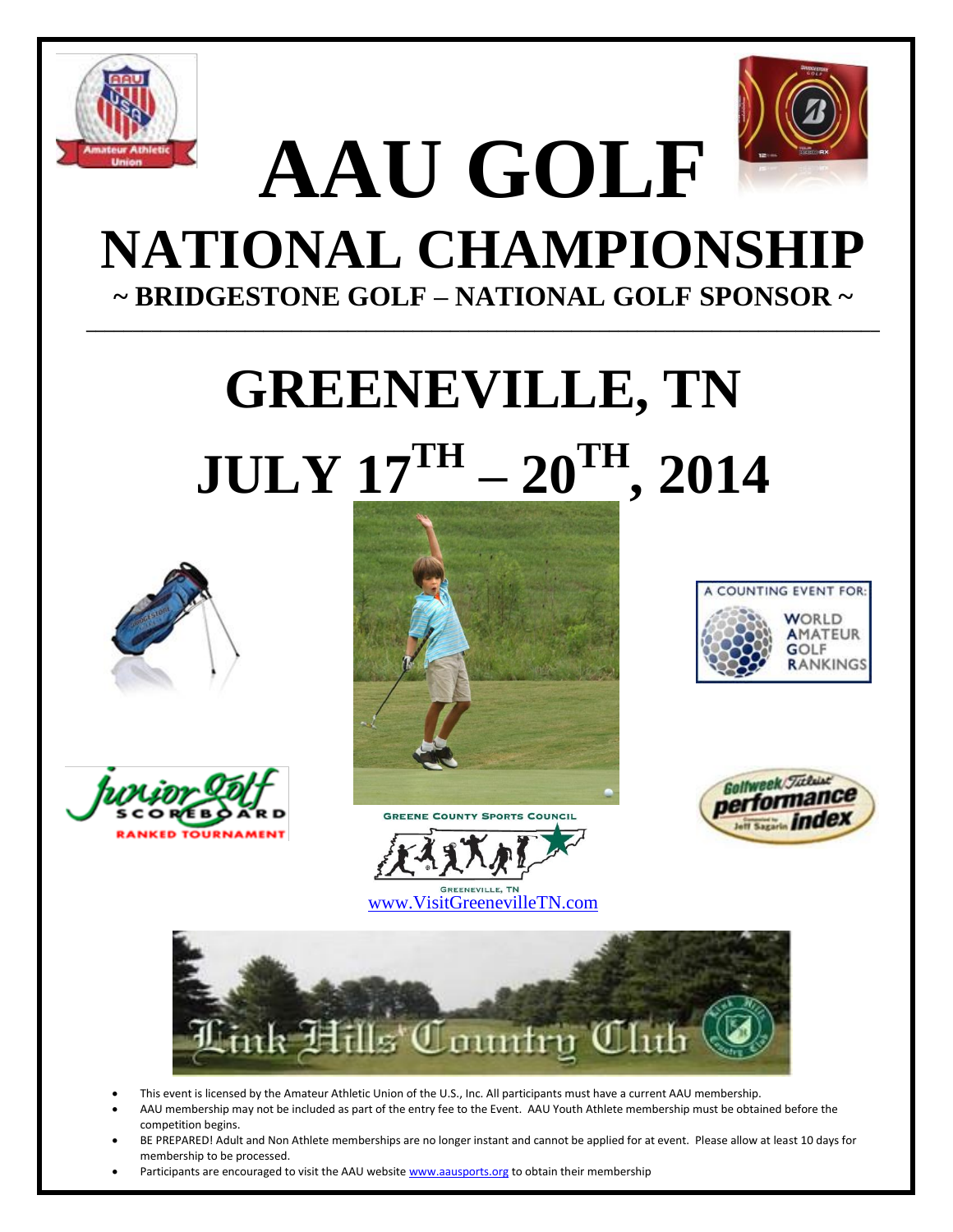# AAU GOLF

# NATIONAL CHAMPIONSHIP

**~ BRIDGESTONE GOLF – NATIONAL GOLF SPONSOR ~**

---

# GREENEVILLE, TN

# JULY 17TH – 20TH, 2014

A COUNTING EVENT FOR: WORLD AMATEUR GOLF RANKINGS

Junior Golf Scoreboard RANKED TOURNAMENT

Golfweek/Titleist performance index

GREENE COUNTY SPORTS COUNCIL

GREENEVILLE, TN

www.VisitGreenevilleTN.com

Link Hills Country Club

- This event is licensed by the Amateur Athletic Union of the U.S., Inc. All participants must have a current AAU membership.
- AAU membership may not be included as part of the entry fee to the Event. AAU Youth Athlete membership must be obtained before the competition begins.
- BE PREPARED! Adult and Non Athlete memberships are no longer instant and cannot be applied for at event. Please allow at least 10 days for membership to be processed.
- Participants are encouraged to visit the AAU website www.aausports.org to obtain their membership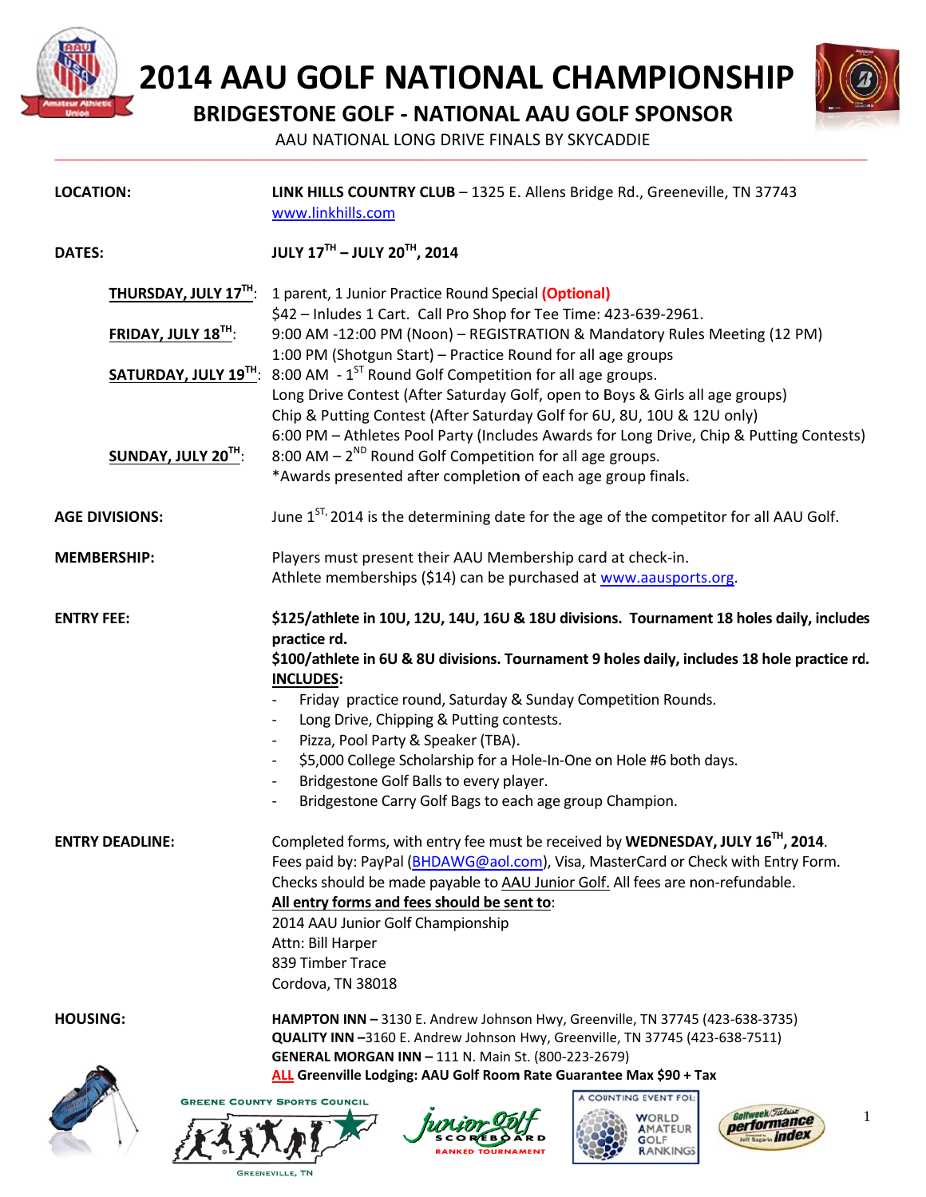# 2014 AAU GOLF NATIONAL CHAMPIONSHIP

## BRIDGESTONE GOLF - NATIONAL AAU GOLF SPONSOR

AAU NATIONAL LONG DRIVE FINALS BY SKYCADDIE

**LOCATION:** **LINK HILLS COUNTRY CLUB** – 1325 E. Allens Bridge Rd., Greeneville, TN 37743
www.linkhills.com

**DATES:** **JULY 17TH – JULY 20TH, 2014**

**THURSDAY, JULY 17TH:** 1 parent, 1 Junior Practice Round Special **(Optional)**
$42 – Inludes 1 Cart. Call Pro Shop for Tee Time: 423-639-2961.

**FRIDAY, JULY 18TH:** 9:00 AM -12:00 PM (Noon) – REGISTRATION & Mandatory Rules Meeting (12 PM)
1:00 PM (Shotgun Start) – Practice Round for all age groups

**SATURDAY, JULY 19TH:** 8:00 AM - 1ST Round Golf Competition for all age groups.
Long Drive Contest (After Saturday Golf, open to Boys & Girls all age groups)
Chip & Putting Contest (After Saturday Golf for 6U, 8U, 10U & 12U only)
6:00 PM – Athletes Pool Party (Includes Awards for Long Drive, Chip & Putting Contests)

**SUNDAY, JULY 20TH:** 8:00 AM – 2ND Round Golf Competition for all age groups.
*Awards presented after completion of each age group finals.

**AGE DIVISIONS:** June 1ST, 2014 is the determining date for the age of the competitor for all AAU Golf.

**MEMBERSHIP:** Players must present their AAU Membership card at check-in.
Athlete memberships ($14) can be purchased at www.aausports.org.

**ENTRY FEE:** **$125/athlete in 10U, 12U, 14U, 16U & 18U divisions. Tournament 18 holes daily, includes practice rd.**
**$100/athlete in 6U & 8U divisions. Tournament 9 holes daily, includes 18 hole practice rd.**
**INCLUDES:**

- Friday practice round, Saturday & Sunday Competition Rounds.
- Long Drive, Chipping & Putting contests.
- Pizza, Pool Party & Speaker (TBA).
- $5,000 College Scholarship for a Hole-In-One on Hole #6 both days.
- Bridgestone Golf Balls to every player.
- Bridgestone Carry Golf Bags to each age group Champion.

**ENTRY DEADLINE:** Completed forms, with entry fee must be received by **WEDNESDAY, JULY 16TH, 2014**.
Fees paid by: PayPal (BHDAWG@aol.com), Visa, MasterCard or Check with Entry Form.
Checks should be made payable to AAU Junior Golf. All fees are non-refundable.
**All entry forms and fees should be sent to**:
2014 AAU Junior Golf Championship
Attn: Bill Harper
839 Timber Trace
Cordova, TN 38018

**HOUSING:** **HAMPTON INN –** 3130 E. Andrew Johnson Hwy, Greenville, TN 37745 (423-638-3735)
**QUALITY INN –**3160 E. Andrew Johnson Hwy, Greenville, TN 37745 (423-638-7511)
**GENERAL MORGAN INN –** 111 N. Main St. (800-223-2679)
**ALL Greenville Lodging: AAU Golf Room Rate Guarantee Max $90 + Tax**

GREENE COUNTY SPORTS COUNCIL
GREENEVILLE, TN

Junior Golf SCOREBOARD RANKED TOURNAMENT

A COUNTING EVENT FOR: WORLD AMATEUR GOLF RANKINGS

Golfweek Titleist performance index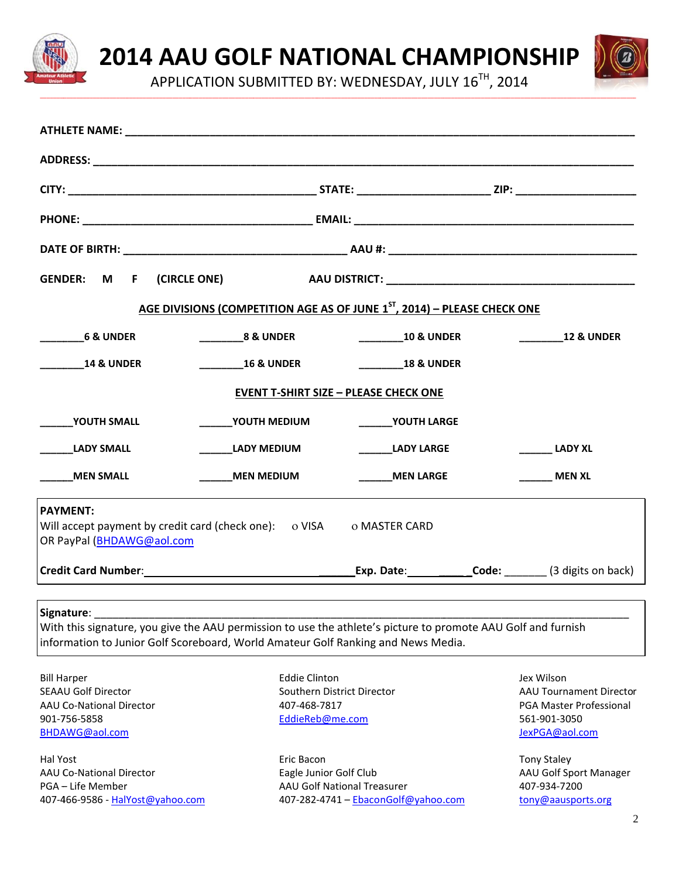# 2014 AAU GOLF NATIONAL CHAMPIONSHIP

APPLICATION SUBMITTED BY: WEDNESDAY, JULY 16TH, 2014

**ATHLETE NAME:** ______________________________________________________________________________

**ADDRESS:** __________________________________________________________________________________

**CITY:** ______________________________________ **STATE:** _____________________ **ZIP:** ___________________

**PHONE:** ____________________________________ **EMAIL:** _____________________________________________

**DATE OF BIRTH:** ___________________________________ **AAU #:** _______________________________________

**GENDER: M F (CIRCLE ONE)** **AAU DISTRICT:** _________________________________________

**AGE DIVISIONS (COMPETITION AGE AS OF JUNE 1ST, 2014) – PLEASE CHECK ONE**

| | | | |
|---|---|---|---|
| ________6 & UNDER | ________8 & UNDER | ________10 & UNDER | ________12 & UNDER |
| ________14 & UNDER | ________16 & UNDER | ________18 & UNDER | |

**EVENT T-SHIRT SIZE – PLEASE CHECK ONE**

| | | | |
|---|---|---|---|
| ______YOUTH SMALL | ______YOUTH MEDIUM | ______YOUTH LARGE | |
| ______LADY SMALL | ______LADY MEDIUM | ______LADY LARGE | ______ LADY XL |
| ______MEN SMALL | ______MEN MEDIUM | ______MEN LARGE | ______ MEN XL |

**PAYMENT:**
Will accept payment by credit card (check one): o VISA o MASTER CARD
OR PayPal (BHDAWG@aol.com

**Credit Card Number**:____________________________________**Exp. Date**:___________**Code:** _______ (3 digits on back)

**Signature**: _____________________________________________________________________________________
With this signature, you give the AAU permission to use the athlete's picture to promote AAU Golf and furnish information to Junior Golf Scoreboard, World Amateur Golf Ranking and News Media.

Bill Harper
SEAAU Golf Director
AAU Co-National Director
901-756-5858
BHDAWG@aol.com

Eddie Clinton
Southern District Director
407-468-7817
EddieReb@me.com

Jex Wilson
AAU Tournament Director
PGA Master Professional
561-901-3050
JexPGA@aol.com

Hal Yost
AAU Co-National Director
PGA – Life Member
407-466-9586 - HalYost@yahoo.com

Eric Bacon
Eagle Junior Golf Club
AAU Golf National Treasurer
407-282-4741 – EbaconGolf@yahoo.com

Tony Staley
AAU Golf Sport Manager
407-934-7200
tony@aausports.org